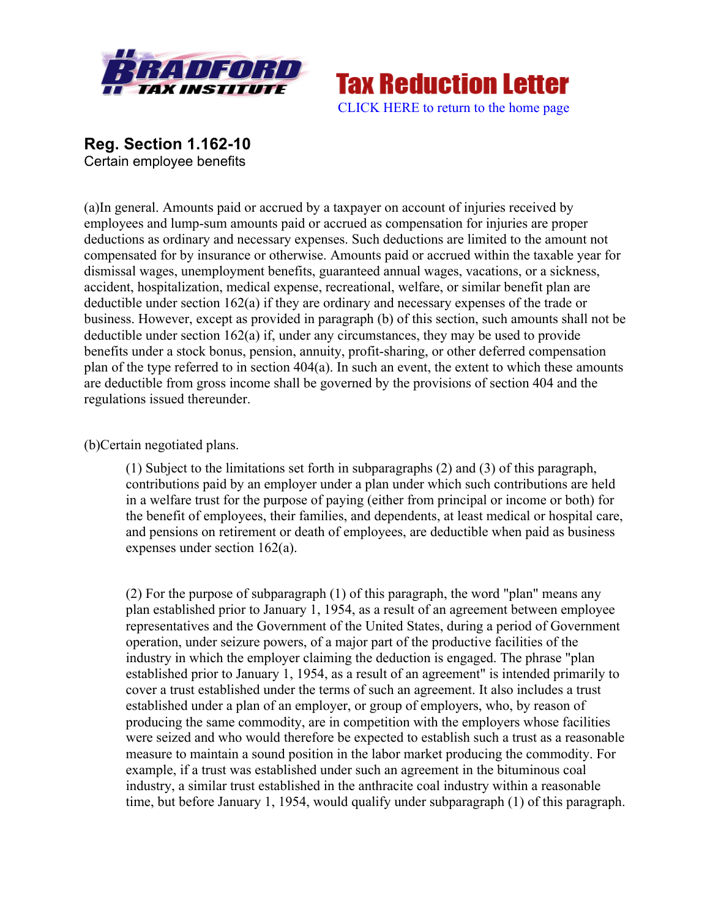Tax Reduction Letter

CLICK HERE to return to the home page

## Reg. Section 1.162-10

Certain employee benefits

(a)In general. Amounts paid or accrued by a taxpayer on account of injuries received by employees and lump-sum amounts paid or accrued as compensation for injuries are proper deductions as ordinary and necessary expenses. Such deductions are limited to the amount not compensated for by insurance or otherwise. Amounts paid or accrued within the taxable year for dismissal wages, unemployment benefits, guaranteed annual wages, vacations, or a sickness, accident, hospitalization, medical expense, recreational, welfare, or similar benefit plan are deductible under section 162(a) if they are ordinary and necessary expenses of the trade or business. However, except as provided in paragraph (b) of this section, such amounts shall not be deductible under section 162(a) if, under any circumstances, they may be used to provide benefits under a stock bonus, pension, annuity, profit-sharing, or other deferred compensation plan of the type referred to in section 404(a). In such an event, the extent to which these amounts are deductible from gross income shall be governed by the provisions of section 404 and the regulations issued thereunder.

(b)Certain negotiated plans.

> (1) Subject to the limitations set forth in subparagraphs (2) and (3) of this paragraph, contributions paid by an employer under a plan under which such contributions are held in a welfare trust for the purpose of paying (either from principal or income or both) for the benefit of employees, their families, and dependents, at least medical or hospital care, and pensions on retirement or death of employees, are deductible when paid as business expenses under section 162(a).
>
> (2) For the purpose of subparagraph (1) of this paragraph, the word "plan" means any plan established prior to January 1, 1954, as a result of an agreement between employee representatives and the Government of the United States, during a period of Government operation, under seizure powers, of a major part of the productive facilities of the industry in which the employer claiming the deduction is engaged. The phrase "plan established prior to January 1, 1954, as a result of an agreement" is intended primarily to cover a trust established under the terms of such an agreement. It also includes a trust established under a plan of an employer, or group of employers, who, by reason of producing the same commodity, are in competition with the employers whose facilities were seized and who would therefore be expected to establish such a trust as a reasonable measure to maintain a sound position in the labor market producing the commodity. For example, if a trust was established under such an agreement in the bituminous coal industry, a similar trust established in the anthracite coal industry within a reasonable time, but before January 1, 1954, would qualify under subparagraph (1) of this paragraph.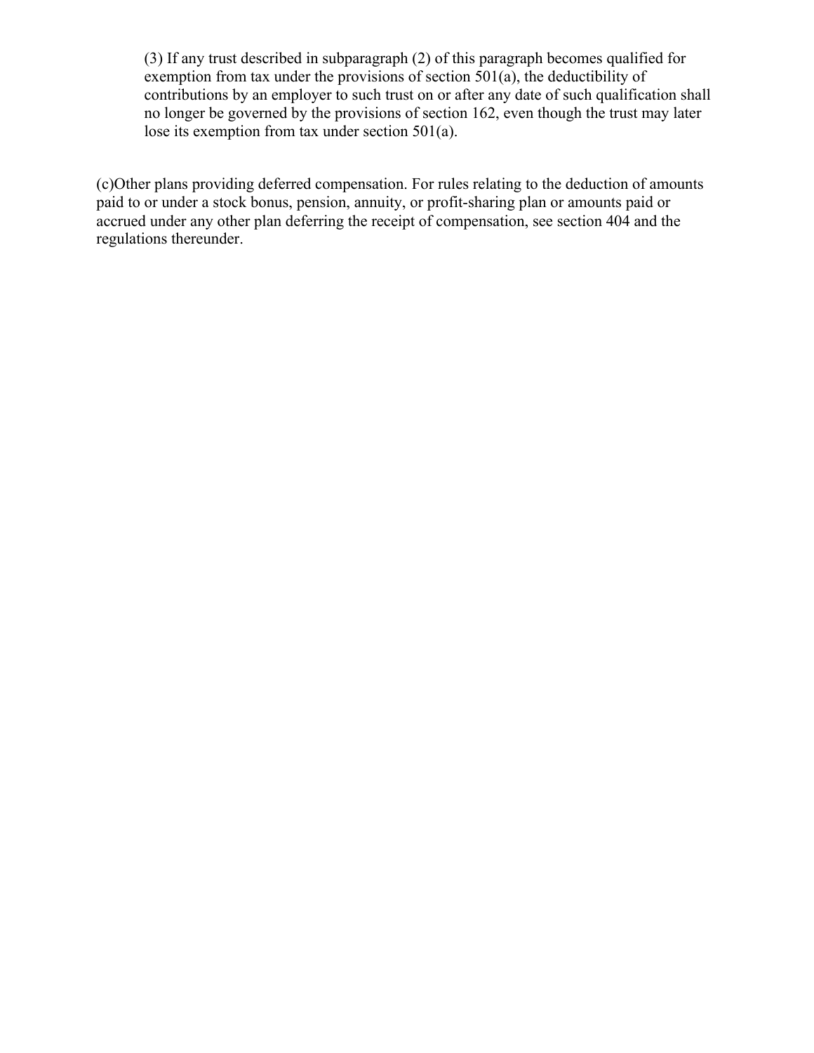(3) If any trust described in subparagraph (2) of this paragraph becomes qualified for exemption from tax under the provisions of section 501(a), the deductibility of contributions by an employer to such trust on or after any date of such qualification shall no longer be governed by the provisions of section 162, even though the trust may later lose its exemption from tax under section 501(a).

(c)Other plans providing deferred compensation. For rules relating to the deduction of amounts paid to or under a stock bonus, pension, annuity, or profit-sharing plan or amounts paid or accrued under any other plan deferring the receipt of compensation, see section 404 and the regulations thereunder.